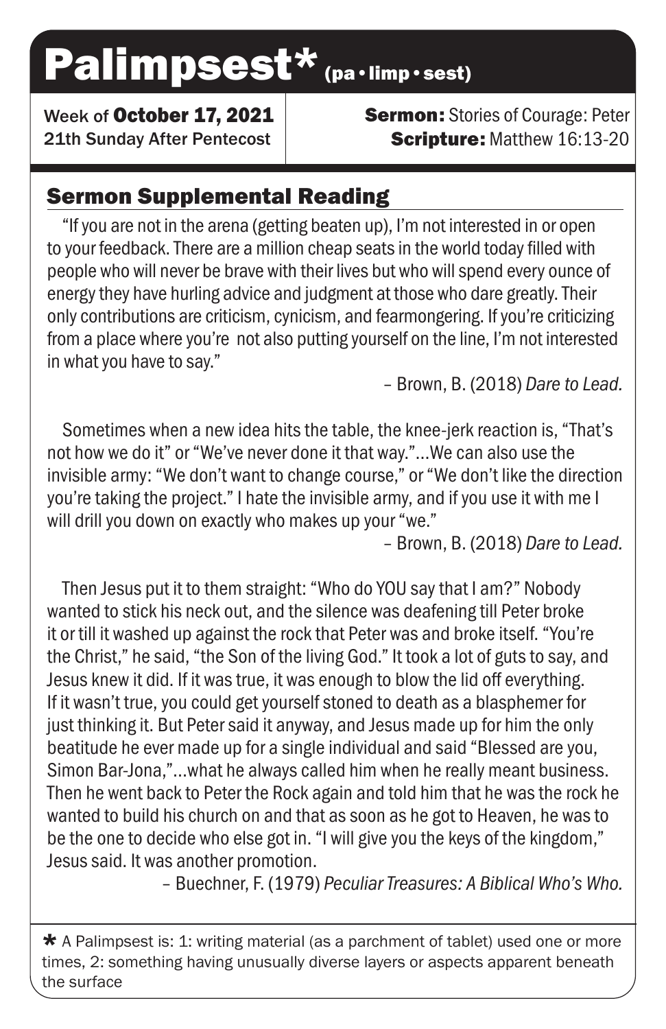# Palimpsest* (pa • limp • sest)

Week of **October 17, 2021**
21th Sunday After Pentecost

**Sermon:** Stories of Courage: Peter
**Scripture:** Matthew 16:13-20

## Sermon Supplemental Reading

"If you are not in the arena (getting beaten up), I'm not interested in or open to your feedback. There are a million cheap seats in the world today filled with people who will never be brave with their lives but who will spend every ounce of energy they have hurling advice and judgment at those who dare greatly. Their only contributions are criticism, cynicism, and fearmongering. If you're criticizing from a place where you're not also putting yourself on the line, I'm not interested in what you have to say."

– Brown, B. (2018) *Dare to Lead.*

Sometimes when a new idea hits the table, the knee-jerk reaction is, "That's not how we do it" or "We've never done it that way."…We can also use the invisible army: "We don't want to change course," or "We don't like the direction you're taking the project." I hate the invisible army, and if you use it with me I will drill you down on exactly who makes up your "we."

– Brown, B. (2018) *Dare to Lead.*

Then Jesus put it to them straight: "Who do YOU say that I am?" Nobody wanted to stick his neck out, and the silence was deafening till Peter broke it or till it washed up against the rock that Peter was and broke itself. "You're the Christ," he said, "the Son of the living God." It took a lot of guts to say, and Jesus knew it did. If it was true, it was enough to blow the lid off everything. If it wasn't true, you could get yourself stoned to death as a blasphemer for just thinking it. But Peter said it anyway, and Jesus made up for him the only beatitude he ever made up for a single individual and said "Blessed are you, Simon Bar-Jona,"…what he always called him when he really meant business. Then he went back to Peter the Rock again and told him that he was the rock he wanted to build his church on and that as soon as he got to Heaven, he was to be the one to decide who else got in. "I will give you the keys of the kingdom," Jesus said. It was another promotion.

– Buechner, F. (1979) *Peculiar Treasures: A Biblical Who's Who.*

---

* A Palimpsest is: 1: writing material (as a parchment of tablet) used one or more times, 2: something having unusually diverse layers or aspects apparent beneath the surface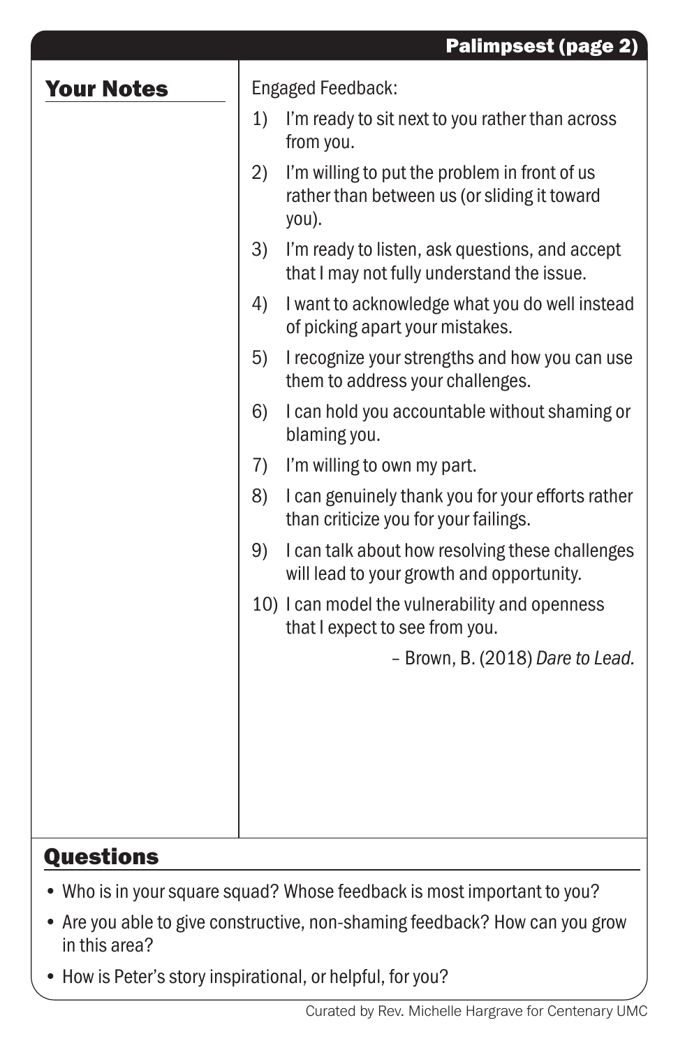## Your Notes

Engaged Feedback:

1) I'm ready to sit next to you rather than across from you.
2) I'm willing to put the problem in front of us rather than between us (or sliding it toward you).
3) I'm ready to listen, ask questions, and accept that I may not fully understand the issue.
4) I want to acknowledge what you do well instead of picking apart your mistakes.
5) I recognize your strengths and how you can use them to address your challenges.
6) I can hold you accountable without shaming or blaming you.
7) I'm willing to own my part.
8) I can genuinely thank you for your efforts rather than criticize you for your failings.
9) I can talk about how resolving these challenges will lead to your growth and opportunity.
10) I can model the vulnerability and openness that I expect to see from you.

– Brown, B. (2018) *Dare to Lead.*

## Questions

- Who is in your square squad? Whose feedback is most important to you?
- Are you able to give constructive, non-shaming feedback? How can you grow in this area?
- How is Peter's story inspirational, or helpful, for you?

Curated by Rev. Michelle Hargrave for Centenary UMC